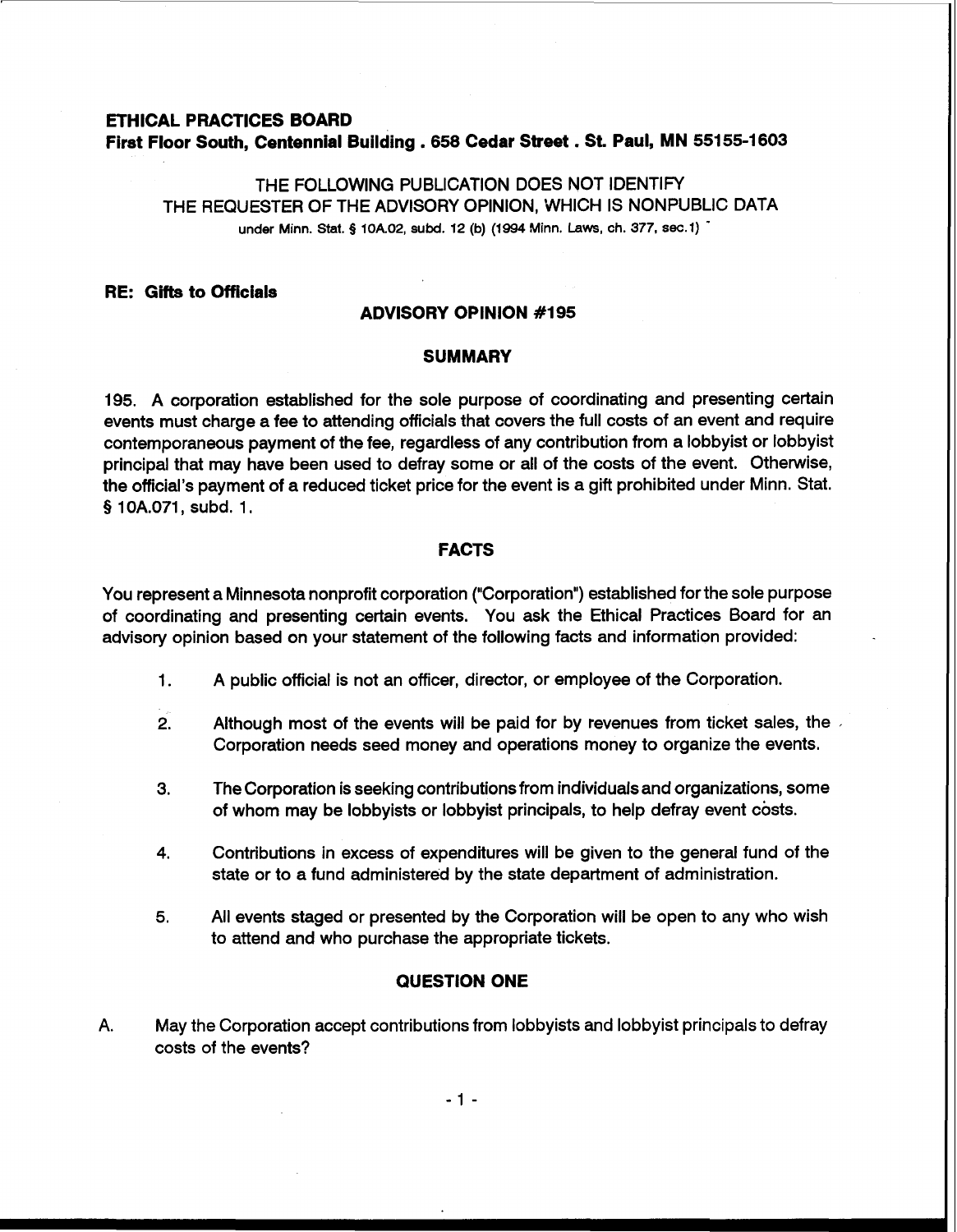**ETHICAL PRACTICES BOARD**
**First Floor South, Centennial Building . 658 Cedar Street . St. Paul, MN 55155-1603**

THE FOLLOWING PUBLICATION DOES NOT IDENTIFY
THE REQUESTER OF THE ADVISORY OPINION, WHICH IS NONPUBLIC DATA
under Minn. Stat. § 10A.02, subd. 12 (b) (1994 Minn. Laws, ch. 377, sec.1)

**RE: Gifts to Officials**

## ADVISORY OPINION #195

### SUMMARY

195. A corporation established for the sole purpose of coordinating and presenting certain events must charge a fee to attending officials that covers the full costs of an event and require contemporaneous payment of the fee, regardless of any contribution from a lobbyist or lobbyist principal that may have been used to defray some or all of the costs of the event. Otherwise, the official's payment of a reduced ticket price for the event is a gift prohibited under Minn. Stat. § 10A.071, subd. 1.

### FACTS

You represent a Minnesota nonprofit corporation ("Corporation") established for the sole purpose of coordinating and presenting certain events. You ask the Ethical Practices Board for an advisory opinion based on your statement of the following facts and information provided:

1. A public official is not an officer, director, or employee of the Corporation.
2. Although most of the events will be paid for by revenues from ticket sales, the Corporation needs seed money and operations money to organize the events.
3. The Corporation is seeking contributions from individuals and organizations, some of whom may be lobbyists or lobbyist principals, to help defray event costs.
4. Contributions in excess of expenditures will be given to the general fund of the state or to a fund administered by the state department of administration.
5. All events staged or presented by the Corporation will be open to any who wish to attend and who purchase the appropriate tickets.

### QUESTION ONE

A. May the Corporation accept contributions from lobbyists and lobbyist principals to defray costs of the events?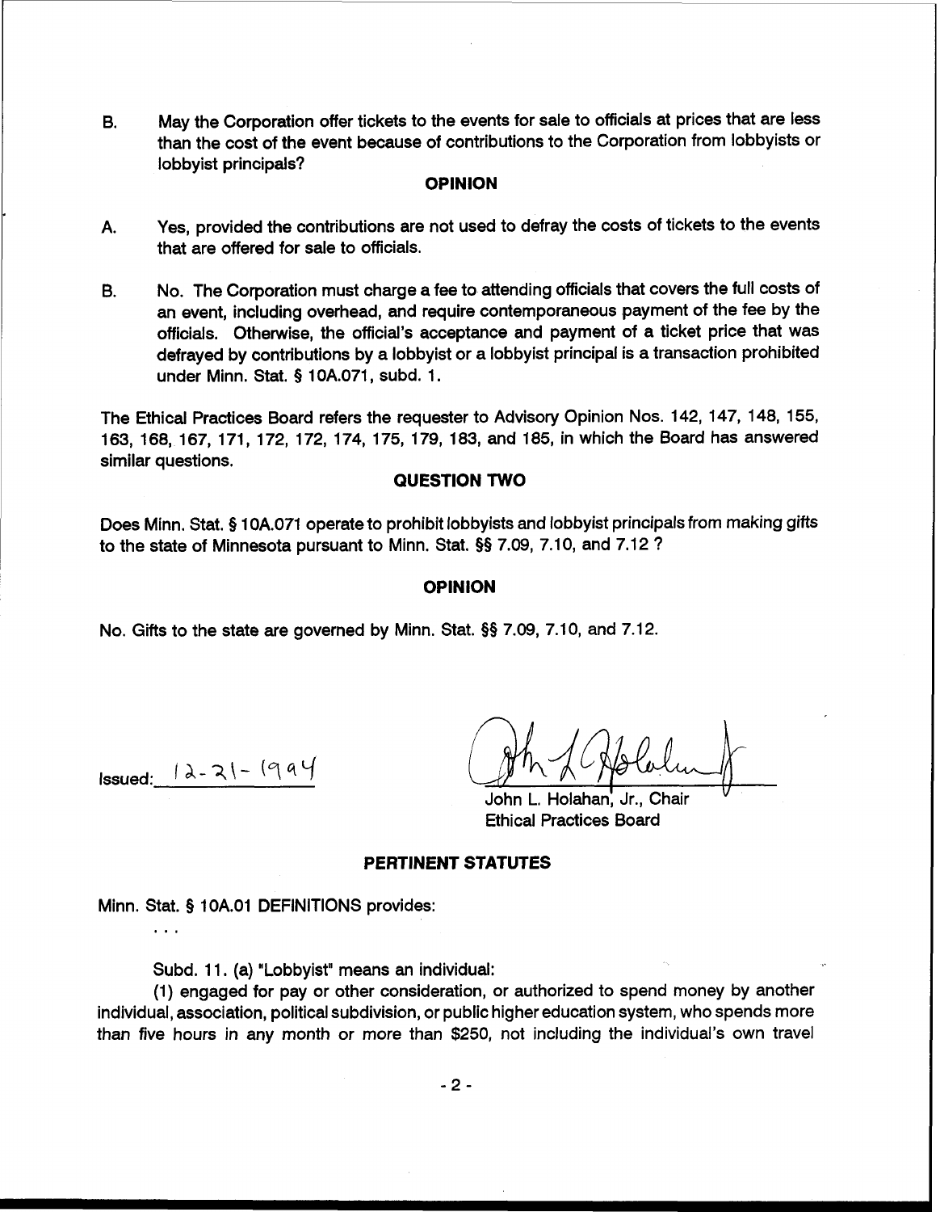B. May the Corporation offer tickets to the events for sale to officials at prices that are less than the cost of the event because of contributions to the Corporation from lobbyists or lobbyist principals?

## OPINION

A. Yes, provided the contributions are not used to defray the costs of tickets to the events that are offered for sale to officials.

B. No. The Corporation must charge a fee to attending officials that covers the full costs of an event, including overhead, and require contemporaneous payment of the fee by the officials. Otherwise, the official's acceptance and payment of a ticket price that was defrayed by contributions by a lobbyist or a lobbyist principal is a transaction prohibited under Minn. Stat. § 10A.071, subd. 1.

The Ethical Practices Board refers the requester to Advisory Opinion Nos. 142, 147, 148, 155, 163, 168, 167, 171, 172, 172, 174, 175, 179, 183, and 185, in which the Board has answered similar questions.

## QUESTION TWO

Does Minn. Stat. § 10A.071 operate to prohibit lobbyists and lobbyist principals from making gifts to the state of Minnesota pursuant to Minn. Stat. §§ 7.09, 7.10, and 7.12 ?

## OPINION

No. Gifts to the state are governed by Minn. Stat. §§ 7.09, 7.10, and 7.12.

Issued: 12-21-1994

John L. Holahan, Jr., Chair
Ethical Practices Board

## PERTINENT STATUTES

Minn. Stat. § 10A.01 DEFINITIONS provides:

. . .

Subd. 11. (a) "Lobbyist" means an individual:

(1) engaged for pay or other consideration, or authorized to spend money by another individual, association, political subdivision, or public higher education system, who spends more than five hours in any month or more than $250, not including the individual's own travel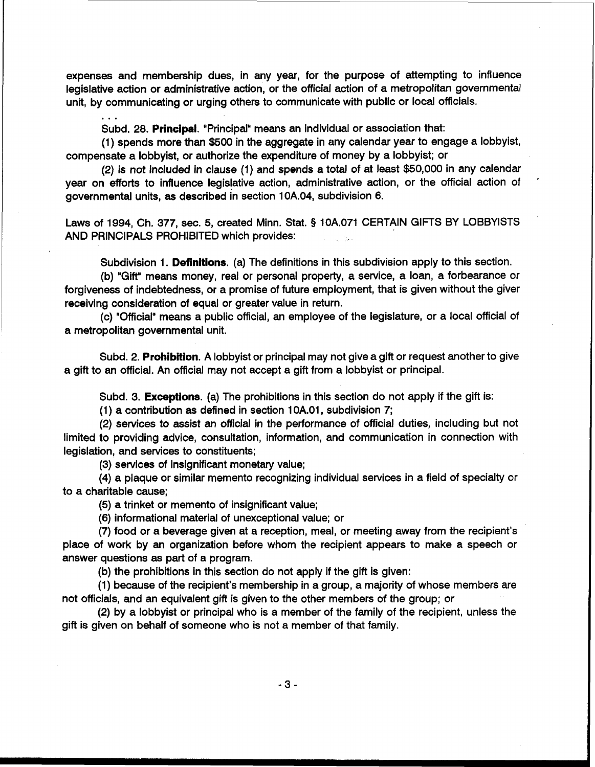expenses and membership dues, in any year, for the purpose of attempting to influence legislative action or administrative action, or the official action of a metropolitan governmental unit, by communicating or urging others to communicate with public or local officials.

. . .

Subd. 28. **Principal**. "Principal" means an individual or association that:

(1) spends more than $500 in the aggregate in any calendar year to engage a lobbyist, compensate a lobbyist, or authorize the expenditure of money by a lobbyist; or

(2) is not included in clause (1) and spends a total of at least $50,000 in any calendar year on efforts to influence legislative action, administrative action, or the official action of governmental units, as described in section 10A.04, subdivision 6.

Laws of 1994, Ch. 377, sec. 5, created Minn. Stat. § 10A.071 CERTAIN GIFTS BY LOBBYISTS AND PRINCIPALS PROHIBITED which provides:

Subdivision 1. **Definitions**. (a) The definitions in this subdivision apply to this section.

(b) "Gift" means money, real or personal property, a service, a loan, a forbearance or forgiveness of indebtedness, or a promise of future employment, that is given without the giver receiving consideration of equal or greater value in return.

(c) "Official" means a public official, an employee of the legislature, or a local official of a metropolitan governmental unit.

Subd. 2. **Prohibition**. A lobbyist or principal may not give a gift or request another to give a gift to an official. An official may not accept a gift from a lobbyist or principal.

Subd. 3. **Exceptions**. (a) The prohibitions in this section do not apply if the gift is:

(1) a contribution as defined in section 10A.01, subdivision 7;

(2) services to assist an official in the performance of official duties, including but not limited to providing advice, consultation, information, and communication in connection with legislation, and services to constituents;

(3) services of insignificant monetary value;

(4) a plaque or similar memento recognizing individual services in a field of specialty or to a charitable cause;

(5) a trinket or memento of insignificant value;

(6) informational material of unexceptional value; or

(7) food or a beverage given at a reception, meal, or meeting away from the recipient's place of work by an organization before whom the recipient appears to make a speech or answer questions as part of a program.

(b) the prohibitions in this section do not apply if the gift is given:

(1) because of the recipient's membership in a group, a majority of whose members are not officials, and an equivalent gift is given to the other members of the group; or

(2) by a lobbyist or principal who is a member of the family of the recipient, unless the gift is given on behalf of someone who is not a member of that family.